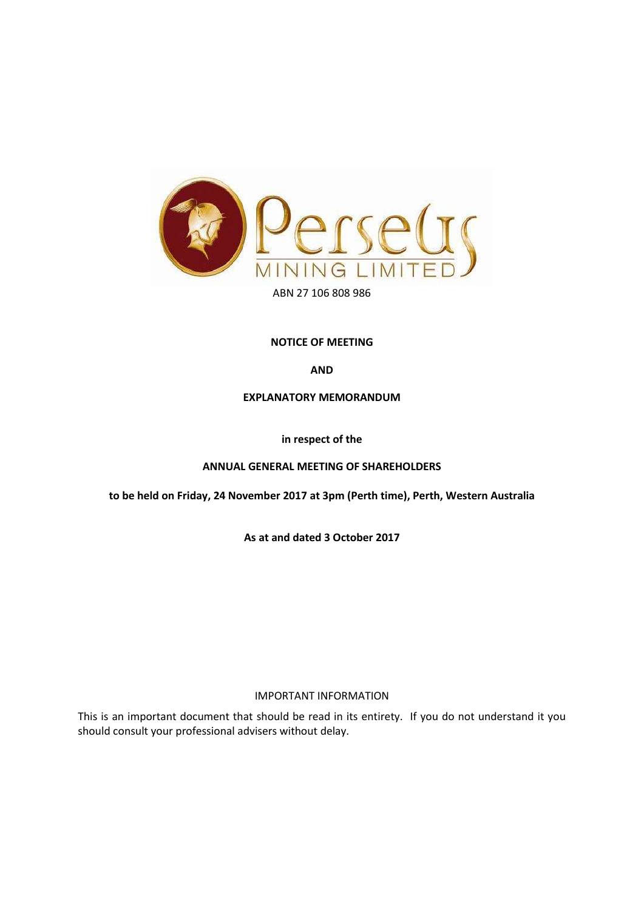Perseus MINING LIMITED

ABN 27 106 808 986

**NOTICE OF MEETING**

**AND**

**EXPLANATORY MEMORANDUM**

**in respect of the**

**ANNUAL GENERAL MEETING OF SHAREHOLDERS**

**to be held on Friday, 24 November 2017 at 3pm (Perth time), Perth, Western Australia**

**As at and dated 3 October 2017**

IMPORTANT INFORMATION

This is an important document that should be read in its entirety. If you do not understand it you should consult your professional advisers without delay.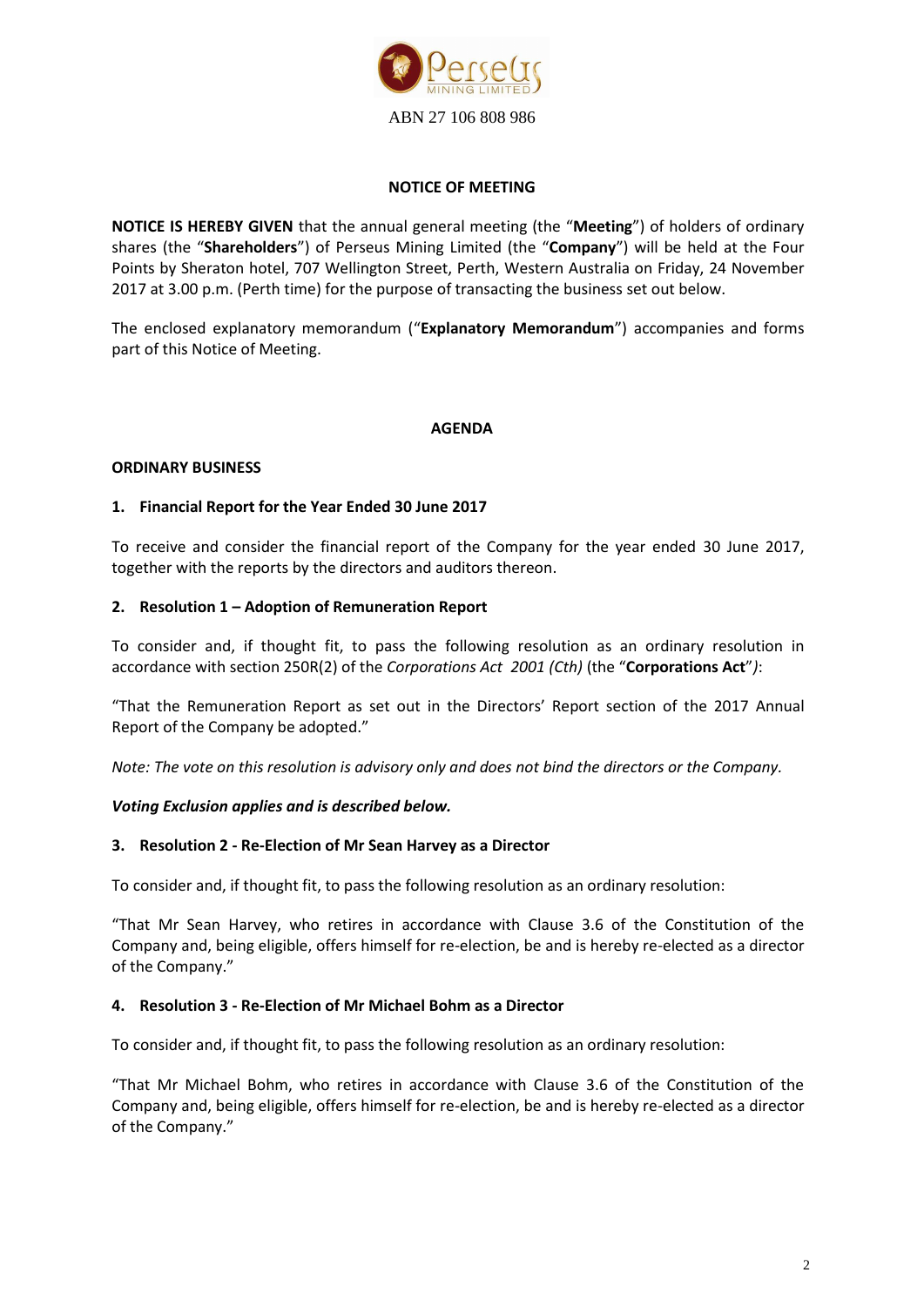ABN 27 106 808 986

# NOTICE OF MEETING

**NOTICE IS HEREBY GIVEN** that the annual general meeting (the "**Meeting**") of holders of ordinary shares (the "**Shareholders**") of Perseus Mining Limited (the "**Company**") will be held at the Four Points by Sheraton hotel, 707 Wellington Street, Perth, Western Australia on Friday, 24 November 2017 at 3.00 p.m. (Perth time) for the purpose of transacting the business set out below.

The enclosed explanatory memorandum ("**Explanatory Memorandum**") accompanies and forms part of this Notice of Meeting.

## AGENDA

### ORDINARY BUSINESS

### 1. Financial Report for the Year Ended 30 June 2017

To receive and consider the financial report of the Company for the year ended 30 June 2017, together with the reports by the directors and auditors thereon.

### 2. Resolution 1 – Adoption of Remuneration Report

To consider and, if thought fit, to pass the following resolution as an ordinary resolution in accordance with section 250R(2) of the *Corporations Act 2001 (Cth)* (the "**Corporations Act**"*)*:

"That the Remuneration Report as set out in the Directors' Report section of the 2017 Annual Report of the Company be adopted."

*Note: The vote on this resolution is advisory only and does not bind the directors or the Company.*

***Voting Exclusion applies and is described below.***

### 3. Resolution 2 - Re-Election of Mr Sean Harvey as a Director

To consider and, if thought fit, to pass the following resolution as an ordinary resolution:

"That Mr Sean Harvey, who retires in accordance with Clause 3.6 of the Constitution of the Company and, being eligible, offers himself for re-election, be and is hereby re-elected as a director of the Company."

### 4. Resolution 3 - Re-Election of Mr Michael Bohm as a Director

To consider and, if thought fit, to pass the following resolution as an ordinary resolution:

"That Mr Michael Bohm, who retires in accordance with Clause 3.6 of the Constitution of the Company and, being eligible, offers himself for re-election, be and is hereby re-elected as a director of the Company."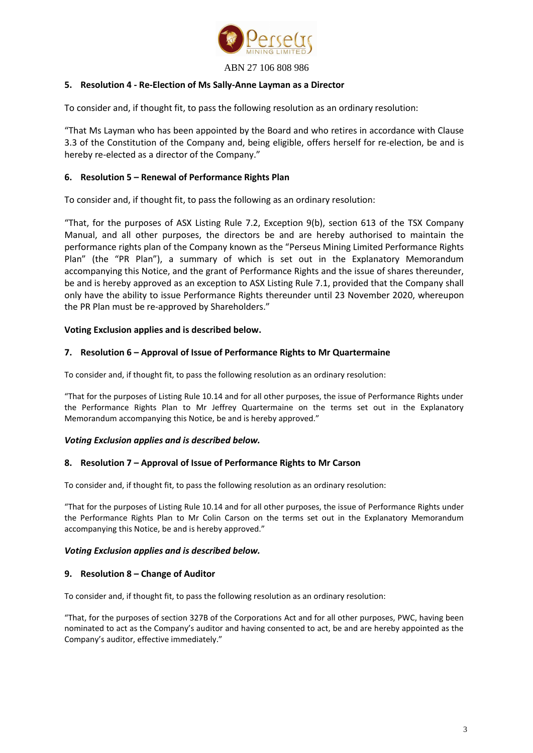### 5. Resolution 4 - Re-Election of Ms Sally-Anne Layman as a Director

To consider and, if thought fit, to pass the following resolution as an ordinary resolution:

"That Ms Layman who has been appointed by the Board and who retires in accordance with Clause 3.3 of the Constitution of the Company and, being eligible, offers herself for re-election, be and is hereby re-elected as a director of the Company."

### 6. Resolution 5 – Renewal of Performance Rights Plan

To consider and, if thought fit, to pass the following as an ordinary resolution:

"That, for the purposes of ASX Listing Rule 7.2, Exception 9(b), section 613 of the TSX Company Manual, and all other purposes, the directors be and are hereby authorised to maintain the performance rights plan of the Company known as the "Perseus Mining Limited Performance Rights Plan" (the "PR Plan"), a summary of which is set out in the Explanatory Memorandum accompanying this Notice, and the grant of Performance Rights and the issue of shares thereunder, be and is hereby approved as an exception to ASX Listing Rule 7.1, provided that the Company shall only have the ability to issue Performance Rights thereunder until 23 November 2020, whereupon the PR Plan must be re-approved by Shareholders."

**Voting Exclusion applies and is described below.**

### 7. Resolution 6 – Approval of Issue of Performance Rights to Mr Quartermaine

To consider and, if thought fit, to pass the following resolution as an ordinary resolution:

"That for the purposes of Listing Rule 10.14 and for all other purposes, the issue of Performance Rights under the Performance Rights Plan to Mr Jeffrey Quartermaine on the terms set out in the Explanatory Memorandum accompanying this Notice, be and is hereby approved."

***Voting Exclusion applies and is described below.***

### 8. Resolution 7 – Approval of Issue of Performance Rights to Mr Carson

To consider and, if thought fit, to pass the following resolution as an ordinary resolution:

"That for the purposes of Listing Rule 10.14 and for all other purposes, the issue of Performance Rights under the Performance Rights Plan to Mr Colin Carson on the terms set out in the Explanatory Memorandum accompanying this Notice, be and is hereby approved."

***Voting Exclusion applies and is described below.***

### 9. Resolution 8 – Change of Auditor

To consider and, if thought fit, to pass the following resolution as an ordinary resolution:

"That, for the purposes of section 327B of the Corporations Act and for all other purposes, PWC, having been nominated to act as the Company's auditor and having consented to act, be and are hereby appointed as the Company's auditor, effective immediately."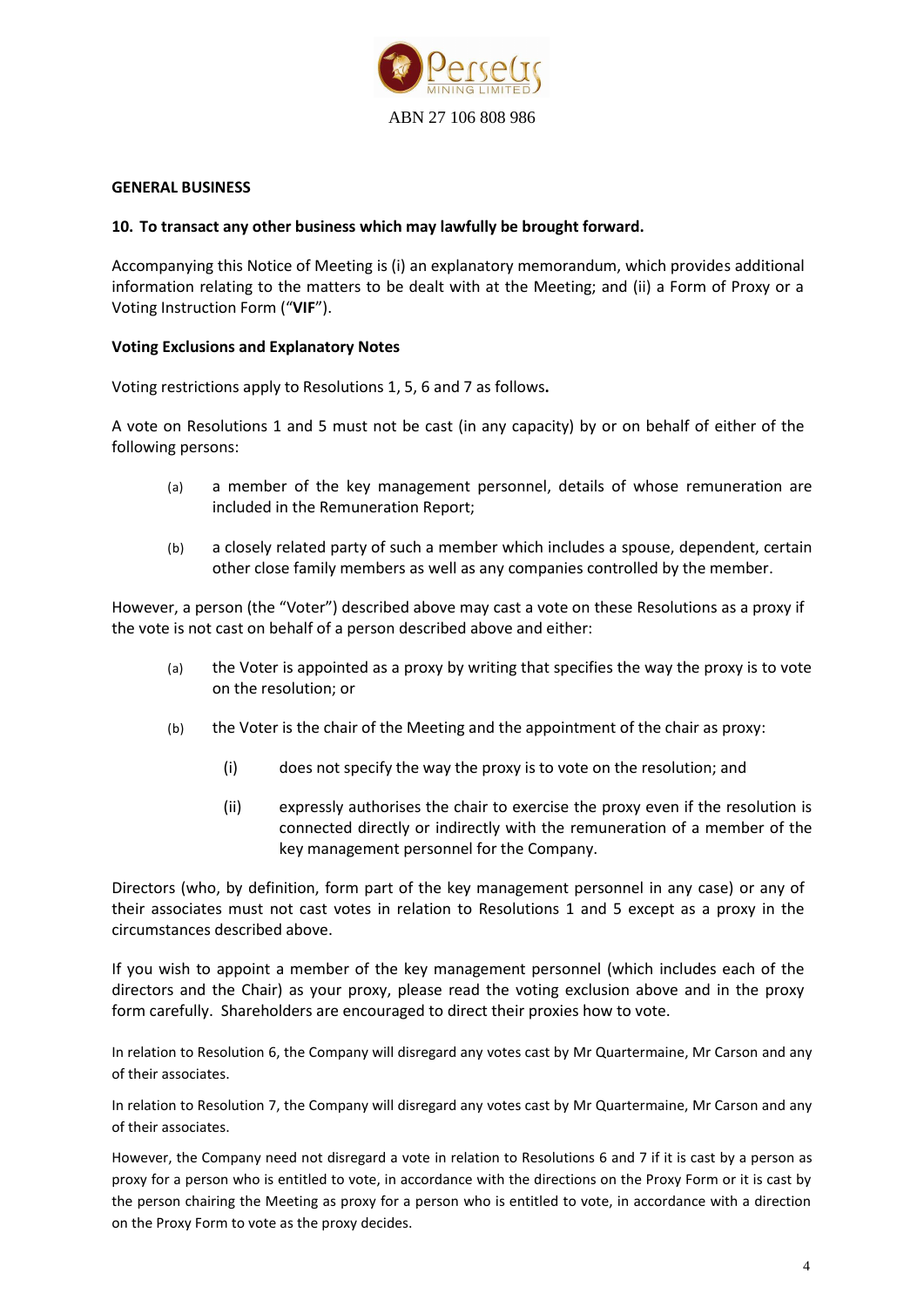ABN 27 106 808 986

### GENERAL BUSINESS

**10. To transact any other business which may lawfully be brought forward.**

Accompanying this Notice of Meeting is (i) an explanatory memorandum, which provides additional information relating to the matters to be dealt with at the Meeting; and (ii) a Form of Proxy or a Voting Instruction Form ("**VIF**").

### Voting Exclusions and Explanatory Notes

Voting restrictions apply to Resolutions 1, 5, 6 and 7 as follows**.**

A vote on Resolutions 1 and 5 must not be cast (in any capacity) by or on behalf of either of the following persons:

(a) a member of the key management personnel, details of whose remuneration are included in the Remuneration Report;

(b) a closely related party of such a member which includes a spouse, dependent, certain other close family members as well as any companies controlled by the member.

However, a person (the "Voter") described above may cast a vote on these Resolutions as a proxy if the vote is not cast on behalf of a person described above and either:

(a) the Voter is appointed as a proxy by writing that specifies the way the proxy is to vote on the resolution; or

(b) the Voter is the chair of the Meeting and the appointment of the chair as proxy:

  (i) does not specify the way the proxy is to vote on the resolution; and

  (ii) expressly authorises the chair to exercise the proxy even if the resolution is connected directly or indirectly with the remuneration of a member of the key management personnel for the Company.

Directors (who, by definition, form part of the key management personnel in any case) or any of their associates must not cast votes in relation to Resolutions 1 and 5 except as a proxy in the circumstances described above.

If you wish to appoint a member of the key management personnel (which includes each of the directors and the Chair) as your proxy, please read the voting exclusion above and in the proxy form carefully. Shareholders are encouraged to direct their proxies how to vote.

In relation to Resolution 6, the Company will disregard any votes cast by Mr Quartermaine, Mr Carson and any of their associates.

In relation to Resolution 7, the Company will disregard any votes cast by Mr Quartermaine, Mr Carson and any of their associates.

However, the Company need not disregard a vote in relation to Resolutions 6 and 7 if it is cast by a person as proxy for a person who is entitled to vote, in accordance with the directions on the Proxy Form or it is cast by the person chairing the Meeting as proxy for a person who is entitled to vote, in accordance with a direction on the Proxy Form to vote as the proxy decides.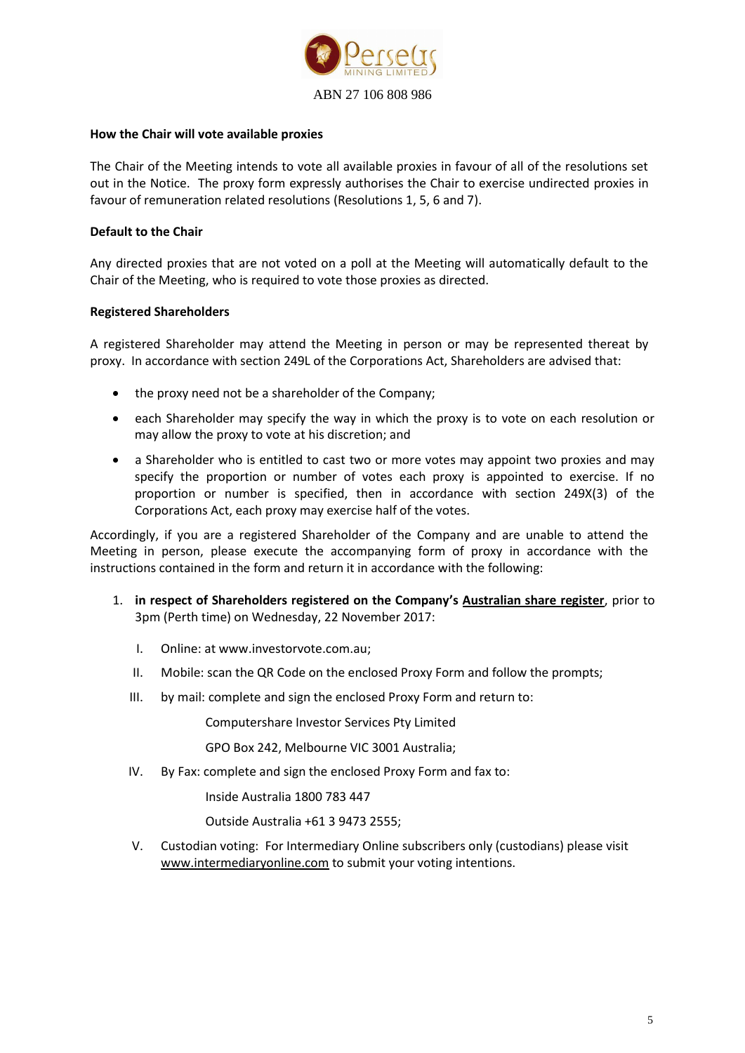ABN 27 106 808 986

**How the Chair will vote available proxies**

The Chair of the Meeting intends to vote all available proxies in favour of all of the resolutions set out in the Notice. The proxy form expressly authorises the Chair to exercise undirected proxies in favour of remuneration related resolutions (Resolutions 1, 5, 6 and 7).

**Default to the Chair**

Any directed proxies that are not voted on a poll at the Meeting will automatically default to the Chair of the Meeting, who is required to vote those proxies as directed.

**Registered Shareholders**

A registered Shareholder may attend the Meeting in person or may be represented thereat by proxy. In accordance with section 249L of the Corporations Act, Shareholders are advised that:

- the proxy need not be a shareholder of the Company;
- each Shareholder may specify the way in which the proxy is to vote on each resolution or may allow the proxy to vote at his discretion; and
- a Shareholder who is entitled to cast two or more votes may appoint two proxies and may specify the proportion or number of votes each proxy is appointed to exercise. If no proportion or number is specified, then in accordance with section 249X(3) of the Corporations Act, each proxy may exercise half of the votes.

Accordingly, if you are a registered Shareholder of the Company and are unable to attend the Meeting in person, please execute the accompanying form of proxy in accordance with the instructions contained in the form and return it in accordance with the following:

1. **in respect of Shareholders registered on the Company's <u>Australian share register</u>**, prior to 3pm (Perth time) on Wednesday, 22 November 2017:

   I. Online: at www.investorvote.com.au;

   II. Mobile: scan the QR Code on the enclosed Proxy Form and follow the prompts;

   III. by mail: complete and sign the enclosed Proxy Form and return to:

      Computershare Investor Services Pty Limited

      GPO Box 242, Melbourne VIC 3001 Australia;

   IV. By Fax: complete and sign the enclosed Proxy Form and fax to:

      Inside Australia 1800 783 447

      Outside Australia +61 3 9473 2555;

   V. Custodian voting: For Intermediary Online subscribers only (custodians) please visit www.intermediaryonline.com to submit your voting intentions.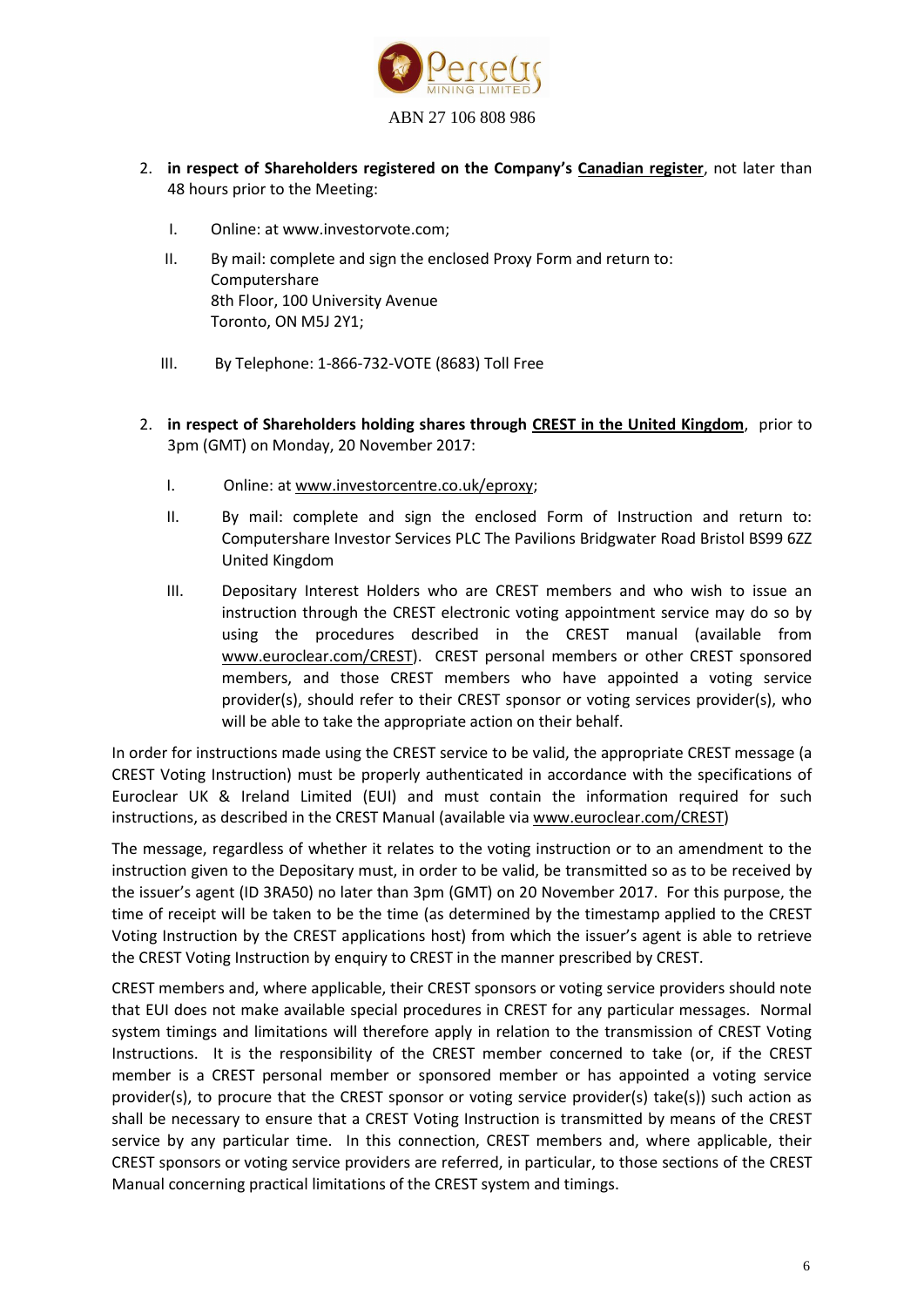2. **in respect of Shareholders registered on the Company's Canadian register**, not later than 48 hours prior to the Meeting:

   I. Online: at www.investorvote.com;

   II. By mail: complete and sign the enclosed Proxy Form and return to:
   Computershare
   8th Floor, 100 University Avenue
   Toronto, ON M5J 2Y1;

   III. By Telephone: 1-866-732-VOTE (8683) Toll Free

2. **in respect of Shareholders holding shares through CREST in the United Kingdom**, prior to 3pm (GMT) on Monday, 20 November 2017:

   I. Online: at www.investorcentre.co.uk/eproxy;

   II. By mail: complete and sign the enclosed Form of Instruction and return to: Computershare Investor Services PLC The Pavilions Bridgwater Road Bristol BS99 6ZZ United Kingdom

   III. Depositary Interest Holders who are CREST members and who wish to issue an instruction through the CREST electronic voting appointment service may do so by using the procedures described in the CREST manual (available from www.euroclear.com/CREST). CREST personal members or other CREST sponsored members, and those CREST members who have appointed a voting service provider(s), should refer to their CREST sponsor or voting services provider(s), who will be able to take the appropriate action on their behalf.

In order for instructions made using the CREST service to be valid, the appropriate CREST message (a CREST Voting Instruction) must be properly authenticated in accordance with the specifications of Euroclear UK & Ireland Limited (EUI) and must contain the information required for such instructions, as described in the CREST Manual (available via www.euroclear.com/CREST)

The message, regardless of whether it relates to the voting instruction or to an amendment to the instruction given to the Depositary must, in order to be valid, be transmitted so as to be received by the issuer's agent (ID 3RA50) no later than 3pm (GMT) on 20 November 2017. For this purpose, the time of receipt will be taken to be the time (as determined by the timestamp applied to the CREST Voting Instruction by the CREST applications host) from which the issuer's agent is able to retrieve the CREST Voting Instruction by enquiry to CREST in the manner prescribed by CREST.

CREST members and, where applicable, their CREST sponsors or voting service providers should note that EUI does not make available special procedures in CREST for any particular messages. Normal system timings and limitations will therefore apply in relation to the transmission of CREST Voting Instructions. It is the responsibility of the CREST member concerned to take (or, if the CREST member is a CREST personal member or sponsored member or has appointed a voting service provider(s), to procure that the CREST sponsor or voting service provider(s) take(s)) such action as shall be necessary to ensure that a CREST Voting Instruction is transmitted by means of the CREST service by any particular time. In this connection, CREST members and, where applicable, their CREST sponsors or voting service providers are referred, in particular, to those sections of the CREST Manual concerning practical limitations of the CREST system and timings.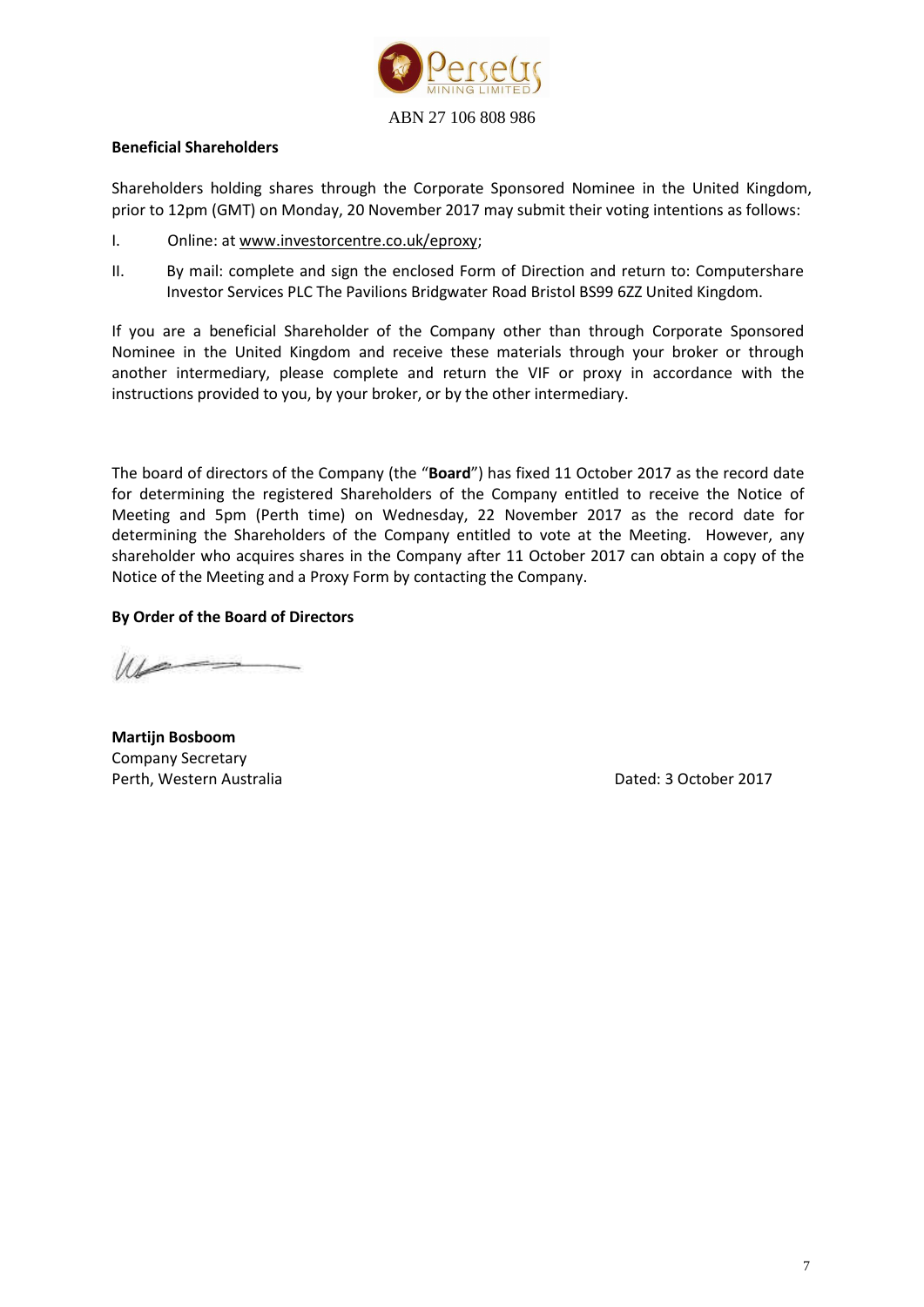ABN 27 106 808 986

**Beneficial Shareholders**

Shareholders holding shares through the Corporate Sponsored Nominee in the United Kingdom, prior to 12pm (GMT) on Monday, 20 November 2017 may submit their voting intentions as follows:

I. Online: at www.investorcentre.co.uk/eproxy;

II. By mail: complete and sign the enclosed Form of Direction and return to: Computershare Investor Services PLC The Pavilions Bridgwater Road Bristol BS99 6ZZ United Kingdom.

If you are a beneficial Shareholder of the Company other than through Corporate Sponsored Nominee in the United Kingdom and receive these materials through your broker or through another intermediary, please complete and return the VIF or proxy in accordance with the instructions provided to you, by your broker, or by the other intermediary.

The board of directors of the Company (the "**Board**") has fixed 11 October 2017 as the record date for determining the registered Shareholders of the Company entitled to receive the Notice of Meeting and 5pm (Perth time) on Wednesday, 22 November 2017 as the record date for determining the Shareholders of the Company entitled to vote at the Meeting. However, any shareholder who acquires shares in the Company after 11 October 2017 can obtain a copy of the Notice of the Meeting and a Proxy Form by contacting the Company.

**By Order of the Board of Directors**

**Martijn Bosboom**
Company Secretary
Perth, Western Australia

Dated: 3 October 2017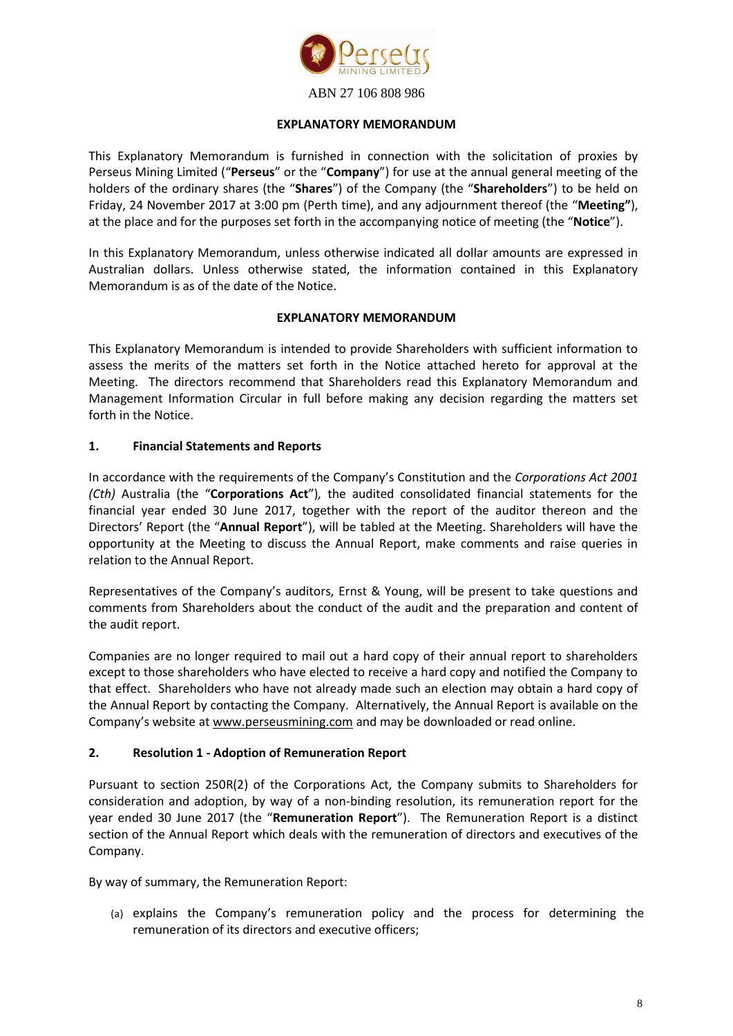ABN 27 106 808 986

**EXPLANATORY MEMORANDUM**

This Explanatory Memorandum is furnished in connection with the solicitation of proxies by Perseus Mining Limited ("**Perseus**" or the "**Company**") for use at the annual general meeting of the holders of the ordinary shares (the "**Shares**") of the Company (the "**Shareholders**") to be held on Friday, 24 November 2017 at 3:00 pm (Perth time), and any adjournment thereof (the "**Meeting"**), at the place and for the purposes set forth in the accompanying notice of meeting (the "**Notice**").

In this Explanatory Memorandum, unless otherwise indicated all dollar amounts are expressed in Australian dollars. Unless otherwise stated, the information contained in this Explanatory Memorandum is as of the date of the Notice.

**EXPLANATORY MEMORANDUM**

This Explanatory Memorandum is intended to provide Shareholders with sufficient information to assess the merits of the matters set forth in the Notice attached hereto for approval at the Meeting. The directors recommend that Shareholders read this Explanatory Memorandum and Management Information Circular in full before making any decision regarding the matters set forth in the Notice.

## 1. Financial Statements and Reports

In accordance with the requirements of the Company's Constitution and the *Corporations Act 2001 (Cth)* Australia (the "**Corporations Act**"), the audited consolidated financial statements for the financial year ended 30 June 2017, together with the report of the auditor thereon and the Directors' Report (the "**Annual Report**"), will be tabled at the Meeting. Shareholders will have the opportunity at the Meeting to discuss the Annual Report, make comments and raise queries in relation to the Annual Report.

Representatives of the Company's auditors, Ernst & Young, will be present to take questions and comments from Shareholders about the conduct of the audit and the preparation and content of the audit report.

Companies are no longer required to mail out a hard copy of their annual report to shareholders except to those shareholders who have elected to receive a hard copy and notified the Company to that effect. Shareholders who have not already made such an election may obtain a hard copy of the Annual Report by contacting the Company. Alternatively, the Annual Report is available on the Company's website at www.perseusmining.com and may be downloaded or read online.

## 2. Resolution 1 - Adoption of Remuneration Report

Pursuant to section 250R(2) of the Corporations Act, the Company submits to Shareholders for consideration and adoption, by way of a non-binding resolution, its remuneration report for the year ended 30 June 2017 (the "**Remuneration Report**"). The Remuneration Report is a distinct section of the Annual Report which deals with the remuneration of directors and executives of the Company.

By way of summary, the Remuneration Report:

(a) explains the Company's remuneration policy and the process for determining the remuneration of its directors and executive officers;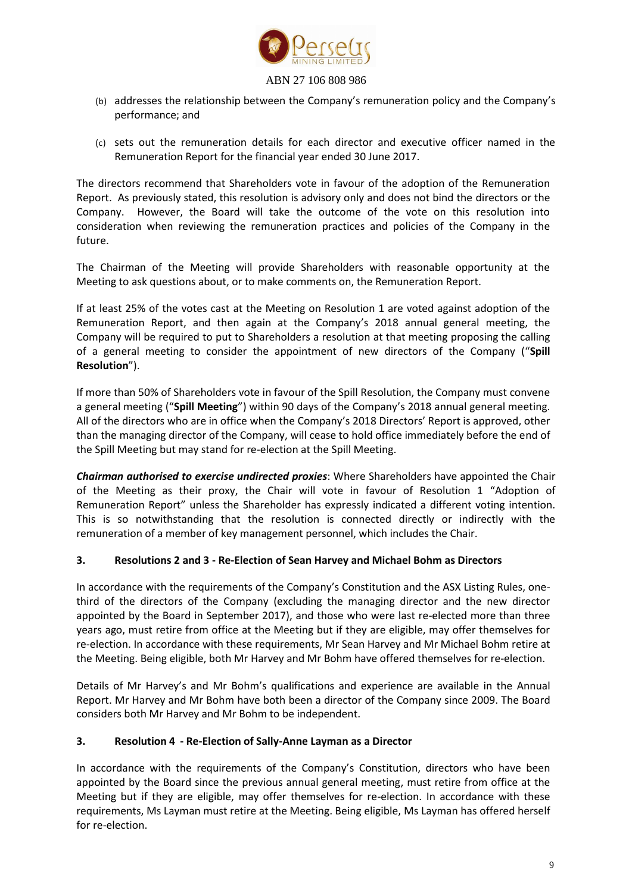(b) addresses the relationship between the Company's remuneration policy and the Company's performance; and

(c) sets out the remuneration details for each director and executive officer named in the Remuneration Report for the financial year ended 30 June 2017.

The directors recommend that Shareholders vote in favour of the adoption of the Remuneration Report. As previously stated, this resolution is advisory only and does not bind the directors or the Company. However, the Board will take the outcome of the vote on this resolution into consideration when reviewing the remuneration practices and policies of the Company in the future.

The Chairman of the Meeting will provide Shareholders with reasonable opportunity at the Meeting to ask questions about, or to make comments on, the Remuneration Report.

If at least 25% of the votes cast at the Meeting on Resolution 1 are voted against adoption of the Remuneration Report, and then again at the Company's 2018 annual general meeting, the Company will be required to put to Shareholders a resolution at that meeting proposing the calling of a general meeting to consider the appointment of new directors of the Company ("**Spill Resolution**").

If more than 50% of Shareholders vote in favour of the Spill Resolution, the Company must convene a general meeting ("**Spill Meeting**") within 90 days of the Company's 2018 annual general meeting. All of the directors who are in office when the Company's 2018 Directors' Report is approved, other than the managing director of the Company, will cease to hold office immediately before the end of the Spill Meeting but may stand for re-election at the Spill Meeting.

***Chairman authorised to exercise undirected proxies***: Where Shareholders have appointed the Chair of the Meeting as their proxy, the Chair will vote in favour of Resolution 1 "Adoption of Remuneration Report" unless the Shareholder has expressly indicated a different voting intention. This is so notwithstanding that the resolution is connected directly or indirectly with the remuneration of a member of key management personnel, which includes the Chair.

## 3. Resolutions 2 and 3 - Re-Election of Sean Harvey and Michael Bohm as Directors

In accordance with the requirements of the Company's Constitution and the ASX Listing Rules, one-third of the directors of the Company (excluding the managing director and the new director appointed by the Board in September 2017), and those who were last re-elected more than three years ago, must retire from office at the Meeting but if they are eligible, may offer themselves for re-election. In accordance with these requirements, Mr Sean Harvey and Mr Michael Bohm retire at the Meeting. Being eligible, both Mr Harvey and Mr Bohm have offered themselves for re-election.

Details of Mr Harvey's and Mr Bohm's qualifications and experience are available in the Annual Report. Mr Harvey and Mr Bohm have both been a director of the Company since 2009. The Board considers both Mr Harvey and Mr Bohm to be independent.

## 3. Resolution 4 - Re-Election of Sally-Anne Layman as a Director

In accordance with the requirements of the Company's Constitution, directors who have been appointed by the Board since the previous annual general meeting, must retire from office at the Meeting but if they are eligible, may offer themselves for re-election. In accordance with these requirements, Ms Layman must retire at the Meeting. Being eligible, Ms Layman has offered herself for re-election.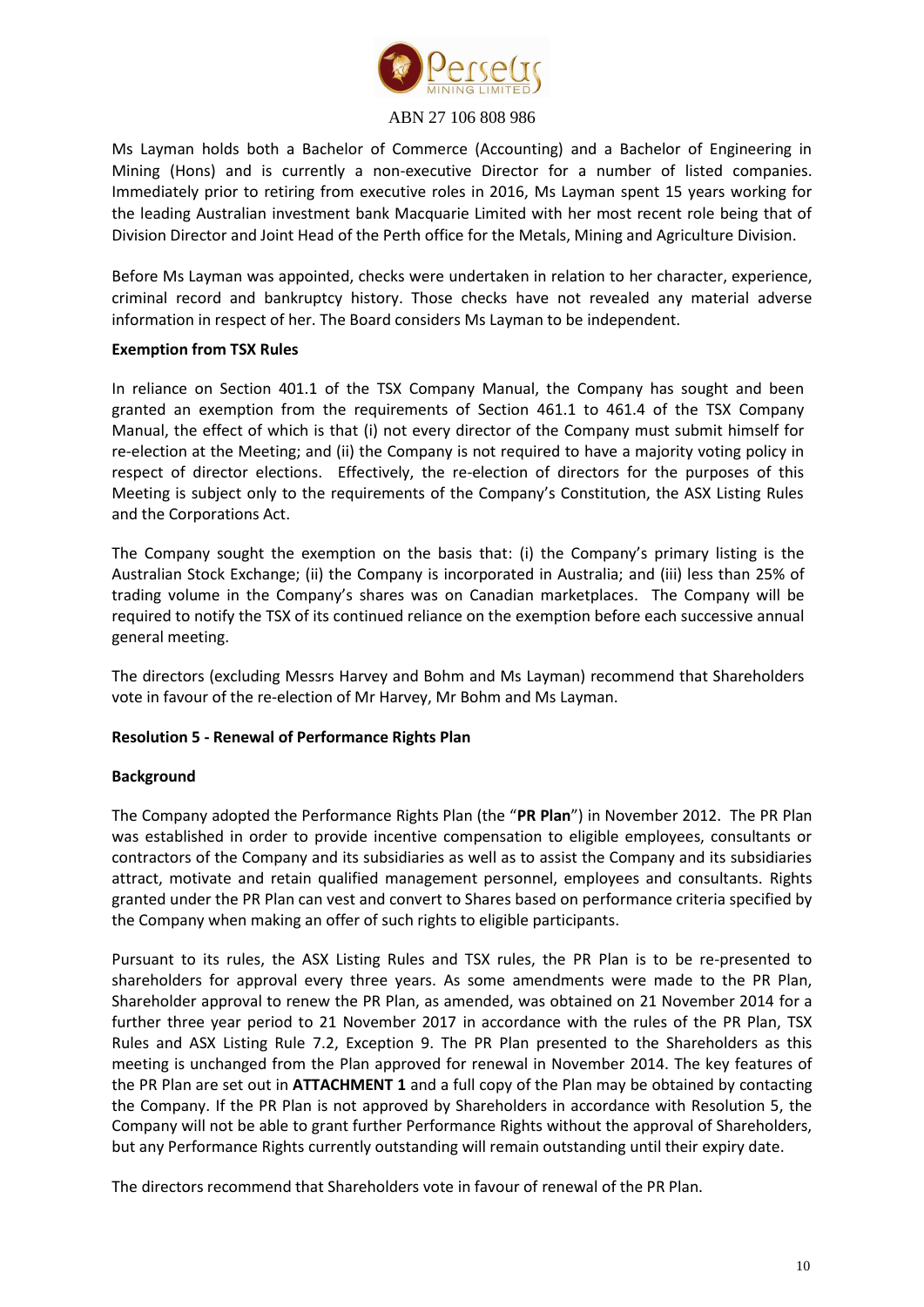Ms Layman holds both a Bachelor of Commerce (Accounting) and a Bachelor of Engineering in Mining (Hons) and is currently a non-executive Director for a number of listed companies. Immediately prior to retiring from executive roles in 2016, Ms Layman spent 15 years working for the leading Australian investment bank Macquarie Limited with her most recent role being that of Division Director and Joint Head of the Perth office for the Metals, Mining and Agriculture Division.

Before Ms Layman was appointed, checks were undertaken in relation to her character, experience, criminal record and bankruptcy history. Those checks have not revealed any material adverse information in respect of her. The Board considers Ms Layman to be independent.

**Exemption from TSX Rules**

In reliance on Section 401.1 of the TSX Company Manual, the Company has sought and been granted an exemption from the requirements of Section 461.1 to 461.4 of the TSX Company Manual, the effect of which is that (i) not every director of the Company must submit himself for re-election at the Meeting; and (ii) the Company is not required to have a majority voting policy in respect of director elections. Effectively, the re-election of directors for the purposes of this Meeting is subject only to the requirements of the Company's Constitution, the ASX Listing Rules and the Corporations Act.

The Company sought the exemption on the basis that: (i) the Company's primary listing is the Australian Stock Exchange; (ii) the Company is incorporated in Australia; and (iii) less than 25% of trading volume in the Company's shares was on Canadian marketplaces. The Company will be required to notify the TSX of its continued reliance on the exemption before each successive annual general meeting.

The directors (excluding Messrs Harvey and Bohm and Ms Layman) recommend that Shareholders vote in favour of the re-election of Mr Harvey, Mr Bohm and Ms Layman.

**Resolution 5 - Renewal of Performance Rights Plan**

**Background**

The Company adopted the Performance Rights Plan (the "**PR Plan**") in November 2012. The PR Plan was established in order to provide incentive compensation to eligible employees, consultants or contractors of the Company and its subsidiaries as well as to assist the Company and its subsidiaries attract, motivate and retain qualified management personnel, employees and consultants. Rights granted under the PR Plan can vest and convert to Shares based on performance criteria specified by the Company when making an offer of such rights to eligible participants.

Pursuant to its rules, the ASX Listing Rules and TSX rules, the PR Plan is to be re-presented to shareholders for approval every three years. As some amendments were made to the PR Plan, Shareholder approval to renew the PR Plan, as amended, was obtained on 21 November 2014 for a further three year period to 21 November 2017 in accordance with the rules of the PR Plan, TSX Rules and ASX Listing Rule 7.2, Exception 9. The PR Plan presented to the Shareholders as this meeting is unchanged from the Plan approved for renewal in November 2014. The key features of the PR Plan are set out in **ATTACHMENT 1** and a full copy of the Plan may be obtained by contacting the Company. If the PR Plan is not approved by Shareholders in accordance with Resolution 5, the Company will not be able to grant further Performance Rights without the approval of Shareholders, but any Performance Rights currently outstanding will remain outstanding until their expiry date.

The directors recommend that Shareholders vote in favour of renewal of the PR Plan.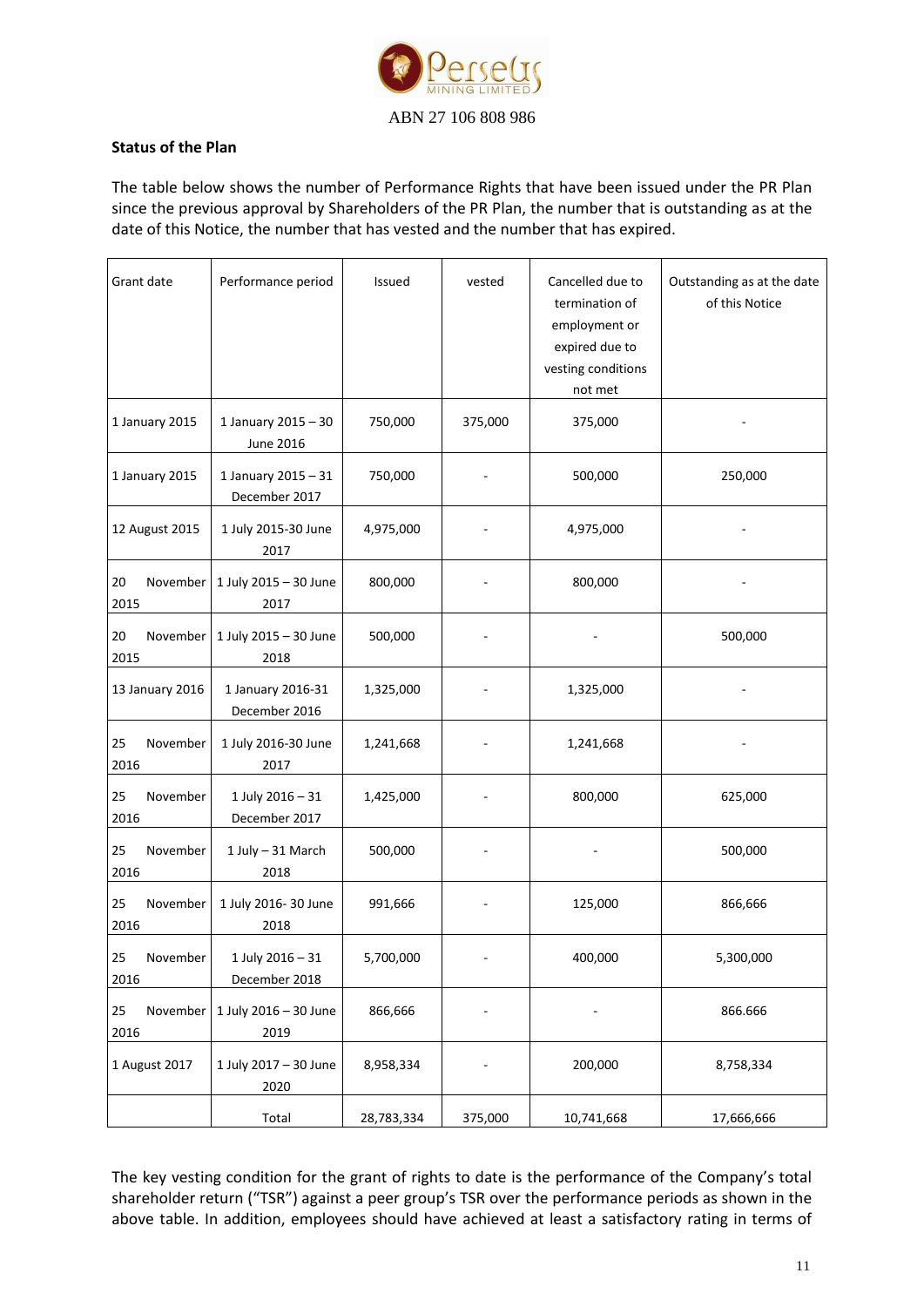ABN 27 106 808 986

**Status of the Plan**

The table below shows the number of Performance Rights that have been issued under the PR Plan since the previous approval by Shareholders of the PR Plan, the number that is outstanding as at the date of this Notice, the number that has vested and the number that has expired.

| Grant date | Performance period | Issued | vested | Cancelled due to termination of employment or expired due to vesting conditions not met | Outstanding as at the date of this Notice |
|---|---|---|---|---|---|
| 1 January 2015 | 1 January 2015 – 30 June 2016 | 750,000 | 375,000 | 375,000 | - |
| 1 January 2015 | 1 January 2015 – 31 December 2017 | 750,000 | - | 500,000 | 250,000 |
| 12 August 2015 | 1 July 2015-30 June 2017 | 4,975,000 | - | 4,975,000 | - |
| 20 November 2015 | 1 July 2015 – 30 June 2017 | 800,000 | - | 800,000 | - |
| 20 November 2015 | 1 July 2015 – 30 June 2018 | 500,000 | - | - | 500,000 |
| 13 January 2016 | 1 January 2016-31 December 2016 | 1,325,000 | - | 1,325,000 | - |
| 25 November 2016 | 1 July 2016-30 June 2017 | 1,241,668 | - | 1,241,668 | - |
| 25 November 2016 | 1 July 2016 – 31 December 2017 | 1,425,000 | - | 800,000 | 625,000 |
| 25 November 2016 | 1 July – 31 March 2018 | 500,000 | - | - | 500,000 |
| 25 November 2016 | 1 July 2016- 30 June 2018 | 991,666 | - | 125,000 | 866,666 |
| 25 November 2016 | 1 July 2016 – 31 December 2018 | 5,700,000 | - | 400,000 | 5,300,000 |
| 25 November 2016 | 1 July 2016 – 30 June 2019 | 866,666 | - | - | 866.666 |
| 1 August 2017 | 1 July 2017 – 30 June 2020 | 8,958,334 | - | 200,000 | 8,758,334 |
| | Total | 28,783,334 | 375,000 | 10,741,668 | 17,666,666 |

The key vesting condition for the grant of rights to date is the performance of the Company's total shareholder return ("TSR") against a peer group's TSR over the performance periods as shown in the above table. In addition, employees should have achieved at least a satisfactory rating in terms of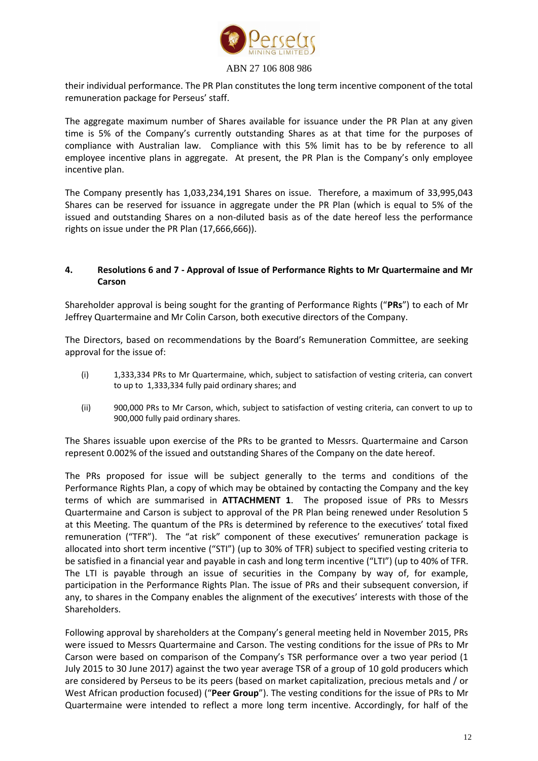their individual performance. The PR Plan constitutes the long term incentive component of the total remuneration package for Perseus' staff.

The aggregate maximum number of Shares available for issuance under the PR Plan at any given time is 5% of the Company's currently outstanding Shares as at that time for the purposes of compliance with Australian law. Compliance with this 5% limit has to be by reference to all employee incentive plans in aggregate. At present, the PR Plan is the Company's only employee incentive plan.

The Company presently has 1,033,234,191 Shares on issue. Therefore, a maximum of 33,995,043 Shares can be reserved for issuance in aggregate under the PR Plan (which is equal to 5% of the issued and outstanding Shares on a non-diluted basis as of the date hereof less the performance rights on issue under the PR Plan (17,666,666)).

## 4. Resolutions 6 and 7 - Approval of Issue of Performance Rights to Mr Quartermaine and Mr Carson

Shareholder approval is being sought for the granting of Performance Rights ("**PRs**") to each of Mr Jeffrey Quartermaine and Mr Colin Carson, both executive directors of the Company.

The Directors, based on recommendations by the Board's Remuneration Committee, are seeking approval for the issue of:

(i) 1,333,334 PRs to Mr Quartermaine, which, subject to satisfaction of vesting criteria, can convert to up to 1,333,334 fully paid ordinary shares; and

(ii) 900,000 PRs to Mr Carson, which, subject to satisfaction of vesting criteria, can convert to up to 900,000 fully paid ordinary shares.

The Shares issuable upon exercise of the PRs to be granted to Messrs. Quartermaine and Carson represent 0.002% of the issued and outstanding Shares of the Company on the date hereof.

The PRs proposed for issue will be subject generally to the terms and conditions of the Performance Rights Plan, a copy of which may be obtained by contacting the Company and the key terms of which are summarised in **ATTACHMENT 1**. The proposed issue of PRs to Messrs Quartermaine and Carson is subject to approval of the PR Plan being renewed under Resolution 5 at this Meeting. The quantum of the PRs is determined by reference to the executives' total fixed remuneration ("TFR"). The "at risk" component of these executives' remuneration package is allocated into short term incentive ("STI") (up to 30% of TFR) subject to specified vesting criteria to be satisfied in a financial year and payable in cash and long term incentive ("LTI") (up to 40% of TFR. The LTI is payable through an issue of securities in the Company by way of, for example, participation in the Performance Rights Plan. The issue of PRs and their subsequent conversion, if any, to shares in the Company enables the alignment of the executives' interests with those of the Shareholders.

Following approval by shareholders at the Company's general meeting held in November 2015, PRs were issued to Messrs Quartermaine and Carson. The vesting conditions for the issue of PRs to Mr Carson were based on comparison of the Company's TSR performance over a two year period (1 July 2015 to 30 June 2017) against the two year average TSR of a group of 10 gold producers which are considered by Perseus to be its peers (based on market capitalization, precious metals and / or West African production focused) ("**Peer Group**"). The vesting conditions for the issue of PRs to Mr Quartermaine were intended to reflect a more long term incentive. Accordingly, for half of the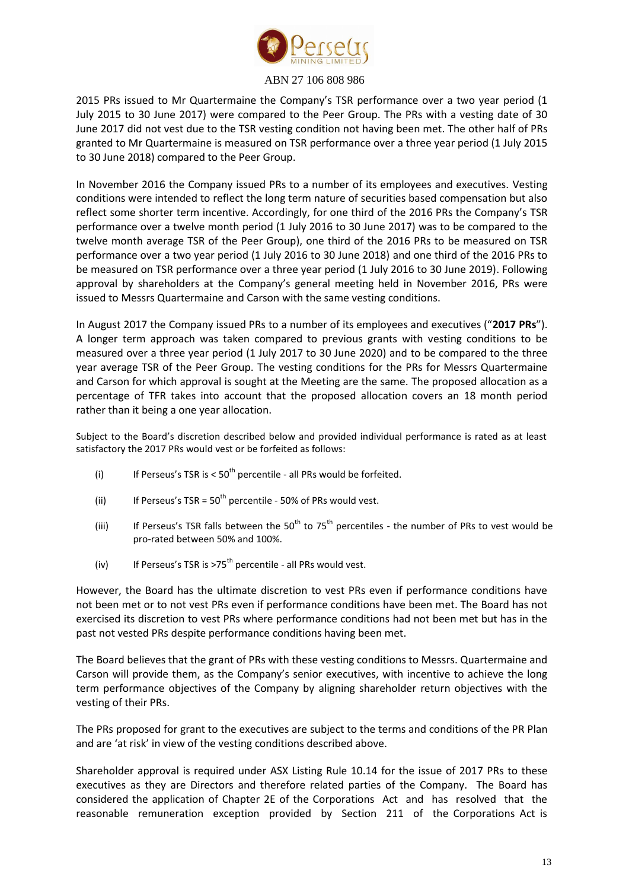2015 PRs issued to Mr Quartermaine the Company's TSR performance over a two year period (1 July 2015 to 30 June 2017) were compared to the Peer Group. The PRs with a vesting date of 30 June 2017 did not vest due to the TSR vesting condition not having been met. The other half of PRs granted to Mr Quartermaine is measured on TSR performance over a three year period (1 July 2015 to 30 June 2018) compared to the Peer Group.

In November 2016 the Company issued PRs to a number of its employees and executives. Vesting conditions were intended to reflect the long term nature of securities based compensation but also reflect some shorter term incentive. Accordingly, for one third of the 2016 PRs the Company's TSR performance over a twelve month period (1 July 2016 to 30 June 2017) was to be compared to the twelve month average TSR of the Peer Group), one third of the 2016 PRs to be measured on TSR performance over a two year period (1 July 2016 to 30 June 2018) and one third of the 2016 PRs to be measured on TSR performance over a three year period (1 July 2016 to 30 June 2019). Following approval by shareholders at the Company's general meeting held in November 2016, PRs were issued to Messrs Quartermaine and Carson with the same vesting conditions.

In August 2017 the Company issued PRs to a number of its employees and executives ("**2017 PRs**"). A longer term approach was taken compared to previous grants with vesting conditions to be measured over a three year period (1 July 2017 to 30 June 2020) and to be compared to the three year average TSR of the Peer Group. The vesting conditions for the PRs for Messrs Quartermaine and Carson for which approval is sought at the Meeting are the same. The proposed allocation as a percentage of TFR takes into account that the proposed allocation covers an 18 month period rather than it being a one year allocation.

Subject to the Board's discretion described below and provided individual performance is rated as at least satisfactory the 2017 PRs would vest or be forfeited as follows:

(i) If Perseus's TSR is < 50th percentile - all PRs would be forfeited.

(ii) If Perseus's TSR = 50th percentile - 50% of PRs would vest.

(iii) If Perseus's TSR falls between the 50th to 75th percentiles - the number of PRs to vest would be pro-rated between 50% and 100%.

(iv) If Perseus's TSR is >75th percentile - all PRs would vest.

However, the Board has the ultimate discretion to vest PRs even if performance conditions have not been met or to not vest PRs even if performance conditions have been met. The Board has not exercised its discretion to vest PRs where performance conditions had not been met but has in the past not vested PRs despite performance conditions having been met.

The Board believes that the grant of PRs with these vesting conditions to Messrs. Quartermaine and Carson will provide them, as the Company's senior executives, with incentive to achieve the long term performance objectives of the Company by aligning shareholder return objectives with the vesting of their PRs.

The PRs proposed for grant to the executives are subject to the terms and conditions of the PR Plan and are 'at risk' in view of the vesting conditions described above.

Shareholder approval is required under ASX Listing Rule 10.14 for the issue of 2017 PRs to these executives as they are Directors and therefore related parties of the Company. The Board has considered the application of Chapter 2E of the Corporations Act and has resolved that the reasonable remuneration exception provided by Section 211 of the Corporations Act is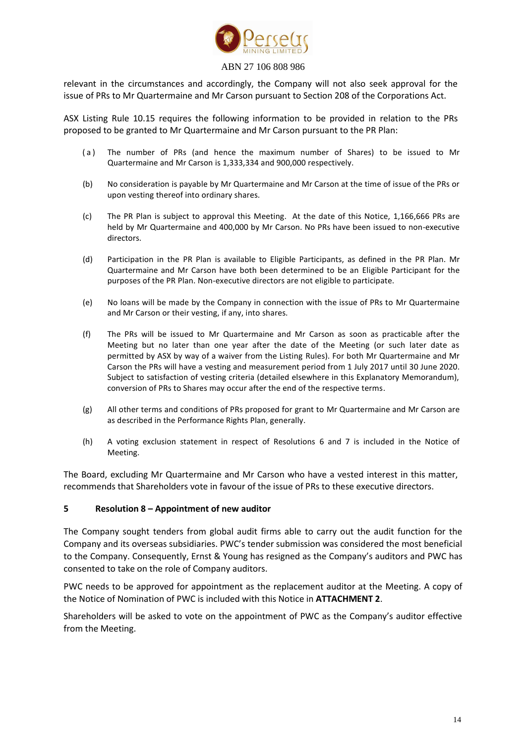relevant in the circumstances and accordingly, the Company will not also seek approval for the issue of PRs to Mr Quartermaine and Mr Carson pursuant to Section 208 of the Corporations Act.

ASX Listing Rule 10.15 requires the following information to be provided in relation to the PRs proposed to be granted to Mr Quartermaine and Mr Carson pursuant to the PR Plan:

(a) The number of PRs (and hence the maximum number of Shares) to be issued to Mr Quartermaine and Mr Carson is 1,333,334 and 900,000 respectively.

(b) No consideration is payable by Mr Quartermaine and Mr Carson at the time of issue of the PRs or upon vesting thereof into ordinary shares.

(c) The PR Plan is subject to approval this Meeting. At the date of this Notice, 1,166,666 PRs are held by Mr Quartermaine and 400,000 by Mr Carson. No PRs have been issued to non-executive directors.

(d) Participation in the PR Plan is available to Eligible Participants, as defined in the PR Plan. Mr Quartermaine and Mr Carson have both been determined to be an Eligible Participant for the purposes of the PR Plan. Non-executive directors are not eligible to participate.

(e) No loans will be made by the Company in connection with the issue of PRs to Mr Quartermaine and Mr Carson or their vesting, if any, into shares.

(f) The PRs will be issued to Mr Quartermaine and Mr Carson as soon as practicable after the Meeting but no later than one year after the date of the Meeting (or such later date as permitted by ASX by way of a waiver from the Listing Rules). For both Mr Quartermaine and Mr Carson the PRs will have a vesting and measurement period from 1 July 2017 until 30 June 2020. Subject to satisfaction of vesting criteria (detailed elsewhere in this Explanatory Memorandum), conversion of PRs to Shares may occur after the end of the respective terms.

(g) All other terms and conditions of PRs proposed for grant to Mr Quartermaine and Mr Carson are as described in the Performance Rights Plan, generally.

(h) A voting exclusion statement in respect of Resolutions 6 and 7 is included in the Notice of Meeting.

The Board, excluding Mr Quartermaine and Mr Carson who have a vested interest in this matter, recommends that Shareholders vote in favour of the issue of PRs to these executive directors.

## 5 Resolution 8 – Appointment of new auditor

The Company sought tenders from global audit firms able to carry out the audit function for the Company and its overseas subsidiaries. PWC's tender submission was considered the most beneficial to the Company. Consequently, Ernst & Young has resigned as the Company's auditors and PWC has consented to take on the role of Company auditors.

PWC needs to be approved for appointment as the replacement auditor at the Meeting. A copy of the Notice of Nomination of PWC is included with this Notice in **ATTACHMENT 2**.

Shareholders will be asked to vote on the appointment of PWC as the Company's auditor effective from the Meeting.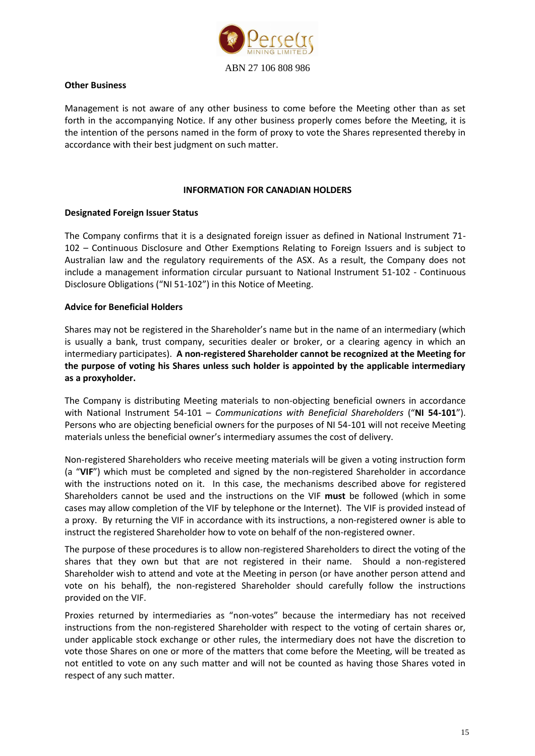ABN 27 106 808 986

**Other Business**

Management is not aware of any other business to come before the Meeting other than as set forth in the accompanying Notice. If any other business properly comes before the Meeting, it is the intention of the persons named in the form of proxy to vote the Shares represented thereby in accordance with their best judgment on such matter.

## INFORMATION FOR CANADIAN HOLDERS

**Designated Foreign Issuer Status**

The Company confirms that it is a designated foreign issuer as defined in National Instrument 71-102 – Continuous Disclosure and Other Exemptions Relating to Foreign Issuers and is subject to Australian law and the regulatory requirements of the ASX. As a result, the Company does not include a management information circular pursuant to National Instrument 51-102 - Continuous Disclosure Obligations ("NI 51-102") in this Notice of Meeting.

**Advice for Beneficial Holders**

Shares may not be registered in the Shareholder's name but in the name of an intermediary (which is usually a bank, trust company, securities dealer or broker, or a clearing agency in which an intermediary participates). **A non-registered Shareholder cannot be recognized at the Meeting for the purpose of voting his Shares unless such holder is appointed by the applicable intermediary as a proxyholder.**

The Company is distributing Meeting materials to non-objecting beneficial owners in accordance with National Instrument 54-101 – *Communications with Beneficial Shareholders* ("**NI 54-101**"). Persons who are objecting beneficial owners for the purposes of NI 54-101 will not receive Meeting materials unless the beneficial owner's intermediary assumes the cost of delivery.

Non-registered Shareholders who receive meeting materials will be given a voting instruction form (a "**VIF**") which must be completed and signed by the non-registered Shareholder in accordance with the instructions noted on it. In this case, the mechanisms described above for registered Shareholders cannot be used and the instructions on the VIF **must** be followed (which in some cases may allow completion of the VIF by telephone or the Internet). The VIF is provided instead of a proxy. By returning the VIF in accordance with its instructions, a non-registered owner is able to instruct the registered Shareholder how to vote on behalf of the non-registered owner.

The purpose of these procedures is to allow non-registered Shareholders to direct the voting of the shares that they own but that are not registered in their name. Should a non-registered Shareholder wish to attend and vote at the Meeting in person (or have another person attend and vote on his behalf), the non-registered Shareholder should carefully follow the instructions provided on the VIF.

Proxies returned by intermediaries as "non-votes" because the intermediary has not received instructions from the non-registered Shareholder with respect to the voting of certain shares or, under applicable stock exchange or other rules, the intermediary does not have the discretion to vote those Shares on one or more of the matters that come before the Meeting, will be treated as not entitled to vote on any such matter and will not be counted as having those Shares voted in respect of any such matter.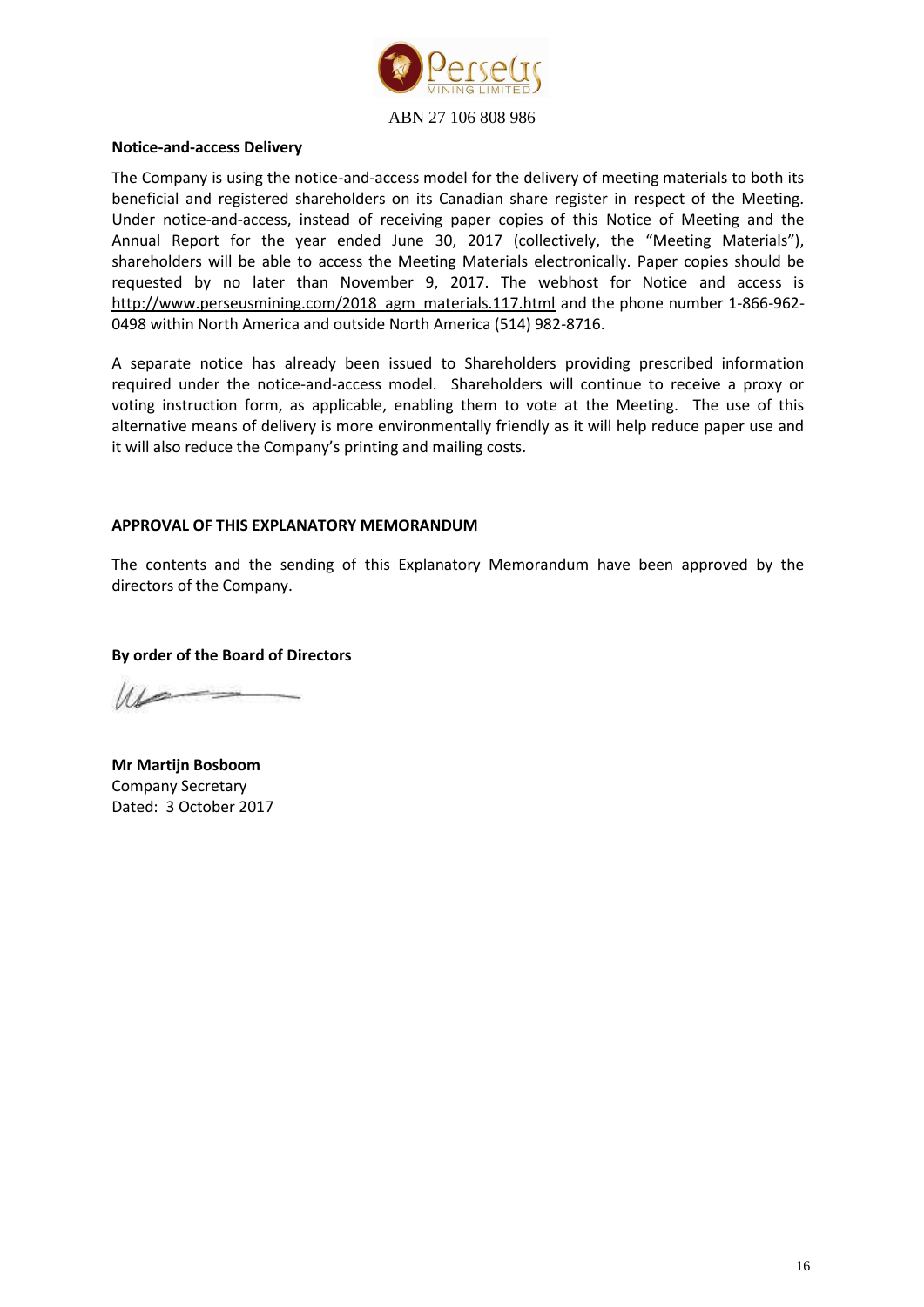ABN 27 106 808 986

**Notice-and-access Delivery**

The Company is using the notice-and-access model for the delivery of meeting materials to both its beneficial and registered shareholders on its Canadian share register in respect of the Meeting. Under notice-and-access, instead of receiving paper copies of this Notice of Meeting and the Annual Report for the year ended June 30, 2017 (collectively, the "Meeting Materials"), shareholders will be able to access the Meeting Materials electronically. Paper copies should be requested by no later than November 9, 2017. The webhost for Notice and access is http://www.perseusmining.com/2018_agm_materials.117.html and the phone number 1-866-962-0498 within North America and outside North America (514) 982-8716.

A separate notice has already been issued to Shareholders providing prescribed information required under the notice-and-access model. Shareholders will continue to receive a proxy or voting instruction form, as applicable, enabling them to vote at the Meeting. The use of this alternative means of delivery is more environmentally friendly as it will help reduce paper use and it will also reduce the Company's printing and mailing costs.

**APPROVAL OF THIS EXPLANATORY MEMORANDUM**

The contents and the sending of this Explanatory Memorandum have been approved by the directors of the Company.

**By order of the Board of Directors**

**Mr Martijn Bosboom**
Company Secretary
Dated: 3 October 2017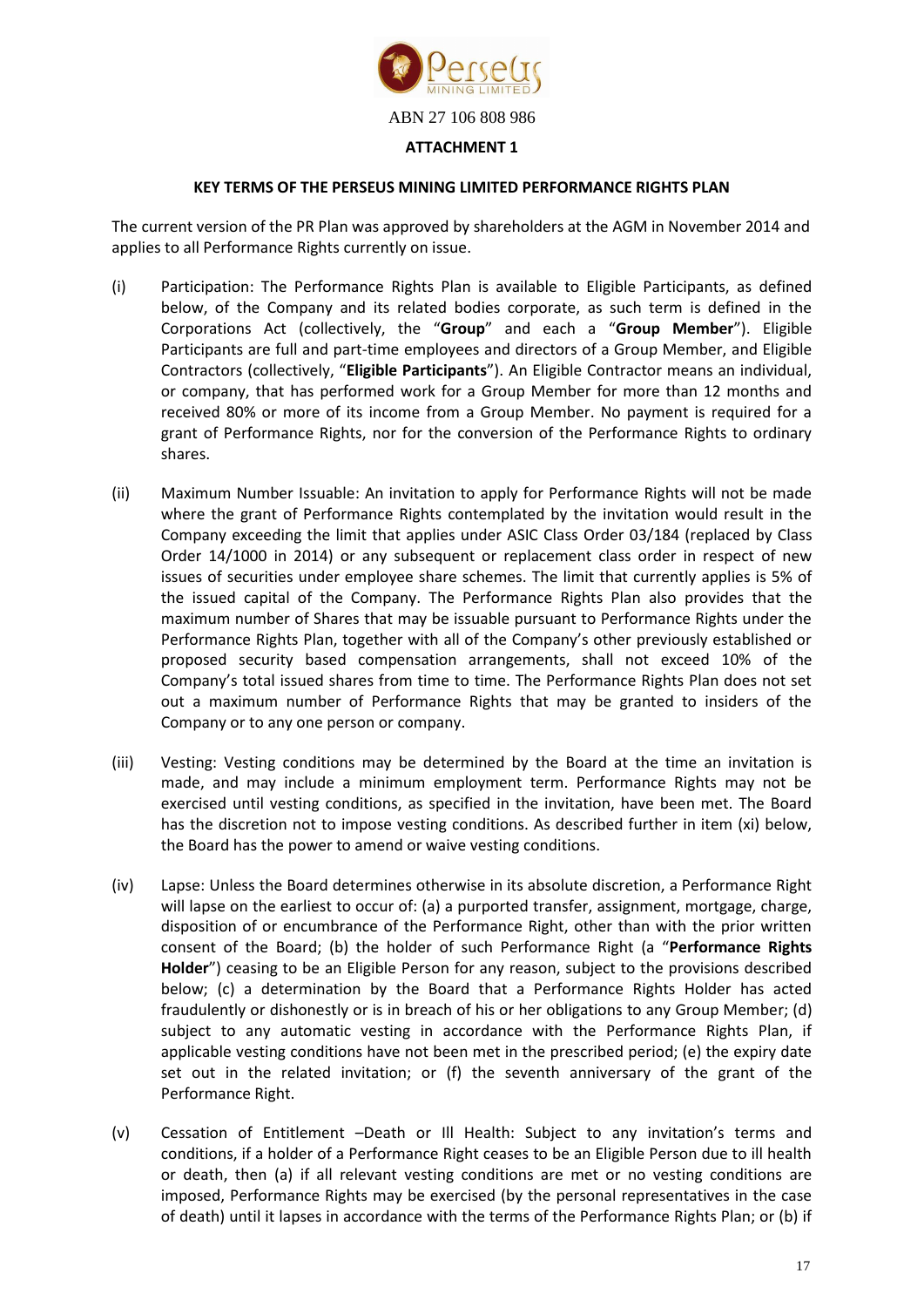ABN 27 106 808 986

**ATTACHMENT 1**

**KEY TERMS OF THE PERSEUS MINING LIMITED PERFORMANCE RIGHTS PLAN**

The current version of the PR Plan was approved by shareholders at the AGM in November 2014 and applies to all Performance Rights currently on issue.

(i) Participation: The Performance Rights Plan is available to Eligible Participants, as defined below, of the Company and its related bodies corporate, as such term is defined in the Corporations Act (collectively, the "**Group**" and each a "**Group Member**"). Eligible Participants are full and part-time employees and directors of a Group Member, and Eligible Contractors (collectively, "**Eligible Participants**"). An Eligible Contractor means an individual, or company, that has performed work for a Group Member for more than 12 months and received 80% or more of its income from a Group Member. No payment is required for a grant of Performance Rights, nor for the conversion of the Performance Rights to ordinary shares.

(ii) Maximum Number Issuable: An invitation to apply for Performance Rights will not be made where the grant of Performance Rights contemplated by the invitation would result in the Company exceeding the limit that applies under ASIC Class Order 03/184 (replaced by Class Order 14/1000 in 2014) or any subsequent or replacement class order in respect of new issues of securities under employee share schemes. The limit that currently applies is 5% of the issued capital of the Company. The Performance Rights Plan also provides that the maximum number of Shares that may be issuable pursuant to Performance Rights under the Performance Rights Plan, together with all of the Company's other previously established or proposed security based compensation arrangements, shall not exceed 10% of the Company's total issued shares from time to time. The Performance Rights Plan does not set out a maximum number of Performance Rights that may be granted to insiders of the Company or to any one person or company.

(iii) Vesting: Vesting conditions may be determined by the Board at the time an invitation is made, and may include a minimum employment term. Performance Rights may not be exercised until vesting conditions, as specified in the invitation, have been met. The Board has the discretion not to impose vesting conditions. As described further in item (xi) below, the Board has the power to amend or waive vesting conditions.

(iv) Lapse: Unless the Board determines otherwise in its absolute discretion, a Performance Right will lapse on the earliest to occur of: (a) a purported transfer, assignment, mortgage, charge, disposition of or encumbrance of the Performance Right, other than with the prior written consent of the Board; (b) the holder of such Performance Right (a "**Performance Rights Holder**") ceasing to be an Eligible Person for any reason, subject to the provisions described below; (c) a determination by the Board that a Performance Rights Holder has acted fraudulently or dishonestly or is in breach of his or her obligations to any Group Member; (d) subject to any automatic vesting in accordance with the Performance Rights Plan, if applicable vesting conditions have not been met in the prescribed period; (e) the expiry date set out in the related invitation; or (f) the seventh anniversary of the grant of the Performance Right.

(v) Cessation of Entitlement –Death or Ill Health: Subject to any invitation's terms and conditions, if a holder of a Performance Right ceases to be an Eligible Person due to ill health or death, then (a) if all relevant vesting conditions are met or no vesting conditions are imposed, Performance Rights may be exercised (by the personal representatives in the case of death) until it lapses in accordance with the terms of the Performance Rights Plan; or (b) if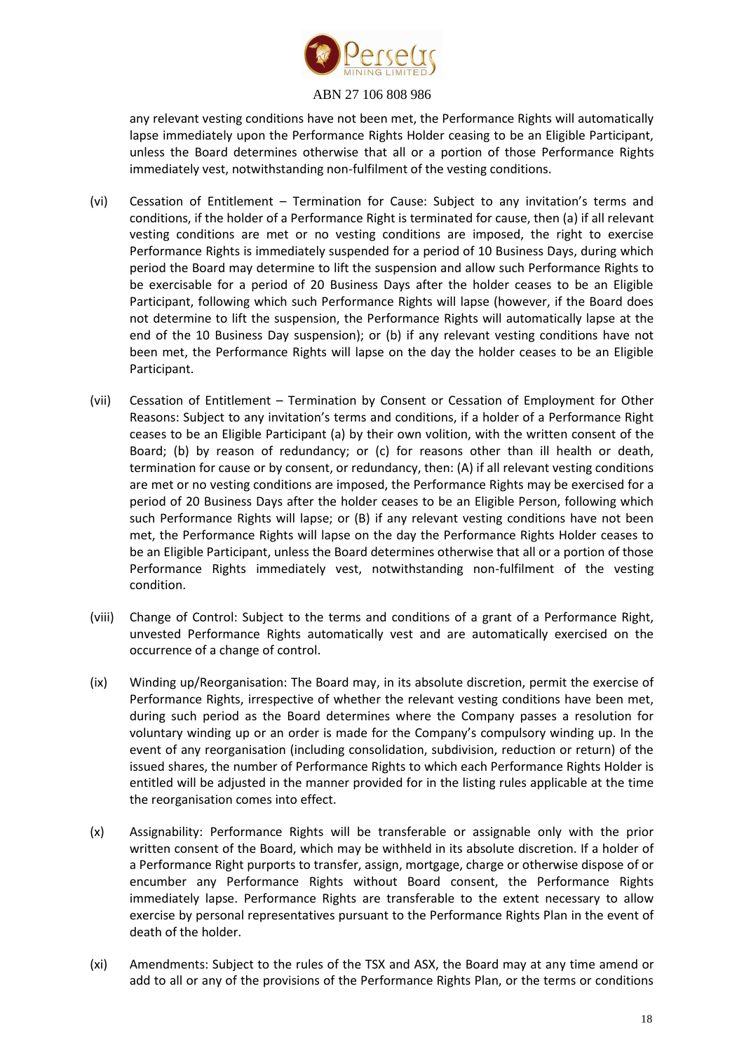any relevant vesting conditions have not been met, the Performance Rights will automatically lapse immediately upon the Performance Rights Holder ceasing to be an Eligible Participant, unless the Board determines otherwise that all or a portion of those Performance Rights immediately vest, notwithstanding non-fulfilment of the vesting conditions.

(vi) Cessation of Entitlement – Termination for Cause: Subject to any invitation's terms and conditions, if the holder of a Performance Right is terminated for cause, then (a) if all relevant vesting conditions are met or no vesting conditions are imposed, the right to exercise Performance Rights is immediately suspended for a period of 10 Business Days, during which period the Board may determine to lift the suspension and allow such Performance Rights to be exercisable for a period of 20 Business Days after the holder ceases to be an Eligible Participant, following which such Performance Rights will lapse (however, if the Board does not determine to lift the suspension, the Performance Rights will automatically lapse at the end of the 10 Business Day suspension); or (b) if any relevant vesting conditions have not been met, the Performance Rights will lapse on the day the holder ceases to be an Eligible Participant.

(vii) Cessation of Entitlement – Termination by Consent or Cessation of Employment for Other Reasons: Subject to any invitation's terms and conditions, if a holder of a Performance Right ceases to be an Eligible Participant (a) by their own volition, with the written consent of the Board; (b) by reason of redundancy; or (c) for reasons other than ill health or death, termination for cause or by consent, or redundancy, then: (A) if all relevant vesting conditions are met or no vesting conditions are imposed, the Performance Rights may be exercised for a period of 20 Business Days after the holder ceases to be an Eligible Person, following which such Performance Rights will lapse; or (B) if any relevant vesting conditions have not been met, the Performance Rights will lapse on the day the Performance Rights Holder ceases to be an Eligible Participant, unless the Board determines otherwise that all or a portion of those Performance Rights immediately vest, notwithstanding non-fulfilment of the vesting condition.

(viii) Change of Control: Subject to the terms and conditions of a grant of a Performance Right, unvested Performance Rights automatically vest and are automatically exercised on the occurrence of a change of control.

(ix) Winding up/Reorganisation: The Board may, in its absolute discretion, permit the exercise of Performance Rights, irrespective of whether the relevant vesting conditions have been met, during such period as the Board determines where the Company passes a resolution for voluntary winding up or an order is made for the Company's compulsory winding up. In the event of any reorganisation (including consolidation, subdivision, reduction or return) of the issued shares, the number of Performance Rights to which each Performance Rights Holder is entitled will be adjusted in the manner provided for in the listing rules applicable at the time the reorganisation comes into effect.

(x) Assignability: Performance Rights will be transferable or assignable only with the prior written consent of the Board, which may be withheld in its absolute discretion. If a holder of a Performance Right purports to transfer, assign, mortgage, charge or otherwise dispose of or encumber any Performance Rights without Board consent, the Performance Rights immediately lapse. Performance Rights are transferable to the extent necessary to allow exercise by personal representatives pursuant to the Performance Rights Plan in the event of death of the holder.

(xi) Amendments: Subject to the rules of the TSX and ASX, the Board may at any time amend or add to all or any of the provisions of the Performance Rights Plan, or the terms or conditions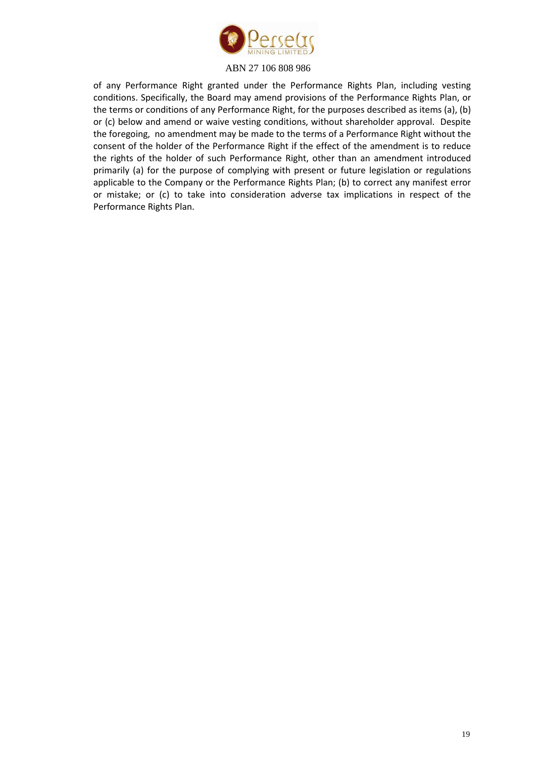of any Performance Right granted under the Performance Rights Plan, including vesting conditions. Specifically, the Board may amend provisions of the Performance Rights Plan, or the terms or conditions of any Performance Right, for the purposes described as items (a), (b) or (c) below and amend or waive vesting conditions, without shareholder approval. Despite the foregoing, no amendment may be made to the terms of a Performance Right without the consent of the holder of the Performance Right if the effect of the amendment is to reduce the rights of the holder of such Performance Right, other than an amendment introduced primarily (a) for the purpose of complying with present or future legislation or regulations applicable to the Company or the Performance Rights Plan; (b) to correct any manifest error or mistake; or (c) to take into consideration adverse tax implications in respect of the Performance Rights Plan.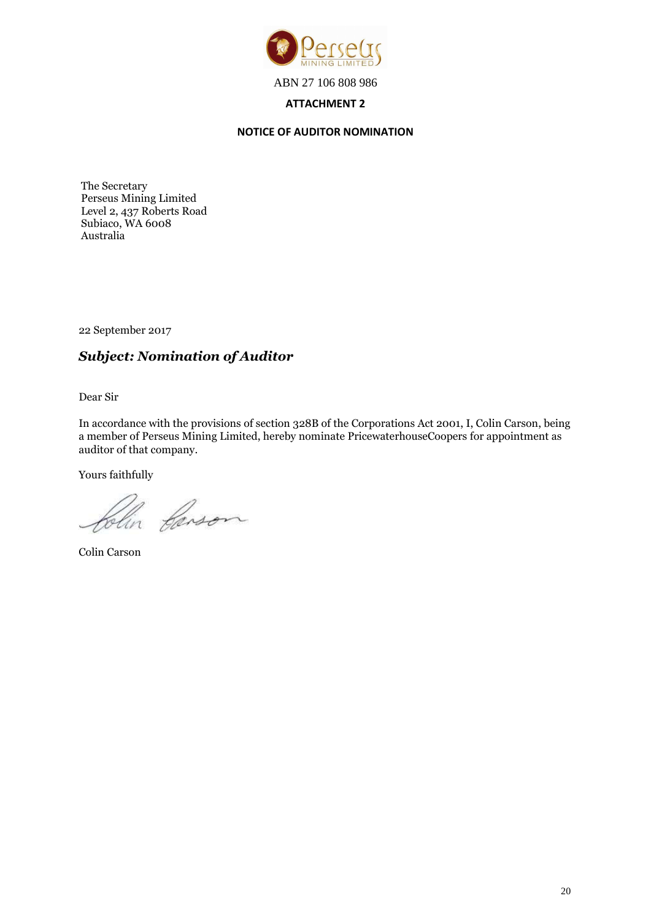ABN 27 106 808 986

**ATTACHMENT 2**

**NOTICE OF AUDITOR NOMINATION**

The Secretary
Perseus Mining Limited
Level 2, 437 Roberts Road
Subiaco, WA 6008
Australia

22 September 2017

***Subject: Nomination of Auditor***

Dear Sir

In accordance with the provisions of section 328B of the Corporations Act 2001, I, Colin Carson, being a member of Perseus Mining Limited, hereby nominate PricewaterhouseCoopers for appointment as auditor of that company.

Yours faithfully

Colin Carson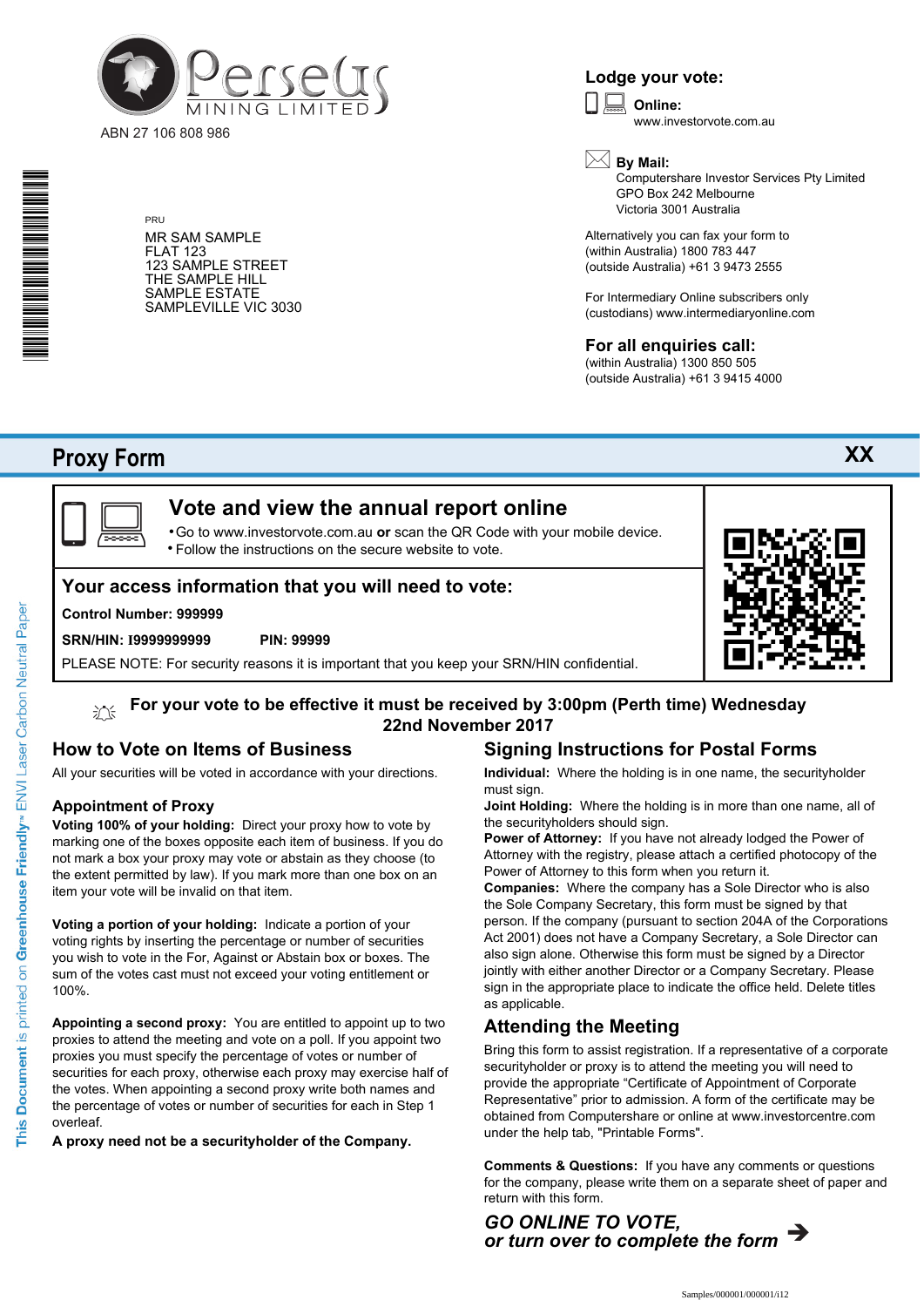Perseus MINING LIMITED

ABN 27 106 808 986

PRU

MR SAM SAMPLE
FLAT 123
123 SAMPLE STREET
THE SAMPLE HILL
SAMPLE ESTATE
SAMPLEVILLE VIC 3030

## Lodge your vote:

**Online:**
www.investorvote.com.au

**By Mail:**
Computershare Investor Services Pty Limited
GPO Box 242 Melbourne
Victoria 3001 Australia

Alternatively you can fax your form to
(within Australia) 1800 783 447
(outside Australia) +61 3 9473 2555

For Intermediary Online subscribers only
(custodians) www.intermediaryonline.com

## For all enquiries call:

(within Australia) 1300 850 505
(outside Australia) +61 3 9415 4000

# Proxy Form

**XX**

## Vote and view the annual report online

- Go to www.investorvote.com.au **or** scan the QR Code with your mobile device.
- Follow the instructions on the secure website to vote.

## Your access information that you will need to vote:

**Control Number: 999999**

**SRN/HIN: I9999999999** **PIN: 99999**

PLEASE NOTE: For security reasons it is important that you keep your SRN/HIN confidential.

**For your vote to be effective it must be received by 3:00pm (Perth time) Wednesday 22nd November 2017**

## How to Vote on Items of Business

All your securities will be voted in accordance with your directions.

### Appointment of Proxy

**Voting 100% of your holding:** Direct your proxy how to vote by marking one of the boxes opposite each item of business. If you do not mark a box your proxy may vote or abstain as they choose (to the extent permitted by law). If you mark more than one box on an item your vote will be invalid on that item.

**Voting a portion of your holding:** Indicate a portion of your voting rights by inserting the percentage or number of securities you wish to vote in the For, Against or Abstain box or boxes. The sum of the votes cast must not exceed your voting entitlement or 100%.

**Appointing a second proxy:** You are entitled to appoint up to two proxies to attend the meeting and vote on a poll. If you appoint two proxies you must specify the percentage of votes or number of securities for each proxy, otherwise each proxy may exercise half of the votes. When appointing a second proxy write both names and the percentage of votes or number of securities for each in Step 1 overleaf.

**A proxy need not be a securityholder of the Company.**

## Signing Instructions for Postal Forms

**Individual:** Where the holding is in one name, the securityholder must sign.

**Joint Holding:** Where the holding is in more than one name, all of the securityholders should sign.

**Power of Attorney:** If you have not already lodged the Power of Attorney with the registry, please attach a certified photocopy of the Power of Attorney to this form when you return it.

**Companies:** Where the company has a Sole Director who is also the Sole Company Secretary, this form must be signed by that person. If the company (pursuant to section 204A of the Corporations Act 2001) does not have a Company Secretary, a Sole Director can also sign alone. Otherwise this form must be signed by a Director jointly with either another Director or a Company Secretary. Please sign in the appropriate place to indicate the office held. Delete titles as applicable.

## Attending the Meeting

Bring this form to assist registration. If a representative of a corporate securityholder or proxy is to attend the meeting you will need to provide the appropriate "Certificate of Appointment of Corporate Representative" prior to admission. A form of the certificate may be obtained from Computershare or online at www.investorcentre.com under the help tab, "Printable Forms".

**Comments & Questions:** If you have any comments or questions for the company, please write them on a separate sheet of paper and return with this form.

***GO ONLINE TO VOTE,***
***or turn over to complete the form*** ➔

This Document is printed on Greenhouse Friendly™ ENVI Laser Carbon Neutral Paper

Samples/000001/000001/i12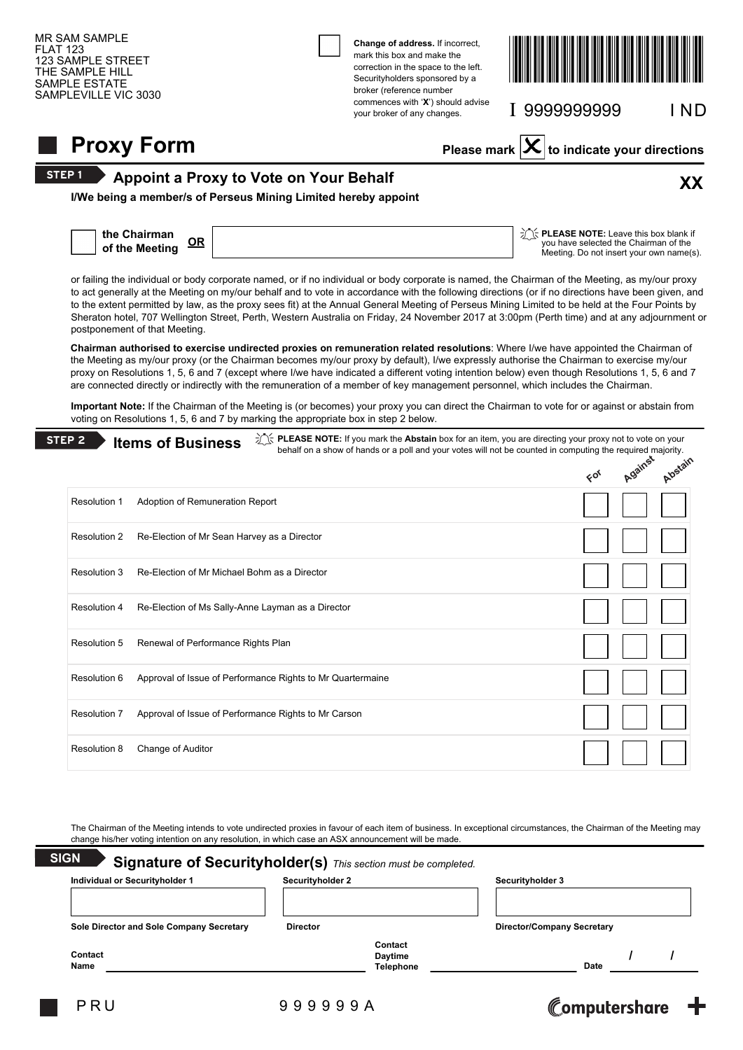MR SAM SAMPLE
FLAT 123
123 SAMPLE STREET
THE SAMPLE HILL
SAMPLE ESTATE
SAMPLEVILLE VIC 3030

☐ **Change of address.** If incorrect, mark this box and make the correction in the space to the left. Securityholders sponsored by a broker (reference number commences with '**X**') should advise your broker of any changes.

I 9999999999 I ND

# Proxy Form

**Please mark ☒ to indicate your directions**

## STEP 1 Appoint a Proxy to Vote on Your Behalf

**XX**

**I/We being a member/s of Perseus Mining Limited hereby appoint**

☐ **the Chairman of the Meeting** **OR** ______________________

**PLEASE NOTE:** Leave this box blank if you have selected the Chairman of the Meeting. Do not insert your own name(s).

or failing the individual or body corporate named, or if no individual or body corporate is named, the Chairman of the Meeting, as my/our proxy to act generally at the Meeting on my/our behalf and to vote in accordance with the following directions (or if no directions have been given, and to the extent permitted by law, as the proxy sees fit) at the Annual General Meeting of Perseus Mining Limited to be held at the Four Points by Sheraton hotel, 707 Wellington Street, Perth, Western Australia on Friday, 24 November 2017 at 3:00pm (Perth time) and at any adjournment or postponement of that Meeting.

**Chairman authorised to exercise undirected proxies on remuneration related resolutions**: Where I/we have appointed the Chairman of the Meeting as my/our proxy (or the Chairman becomes my/our proxy by default), I/we expressly authorise the Chairman to exercise my/our proxy on Resolutions 1, 5, 6 and 7 (except where I/we have indicated a different voting intention below) even though Resolutions 1, 5, 6 and 7 are connected directly or indirectly with the remuneration of a member of key management personnel, which includes the Chairman.

**Important Note:** If the Chairman of the Meeting is (or becomes) your proxy you can direct the Chairman to vote for or against or abstain from voting on Resolutions 1, 5, 6 and 7 by marking the appropriate box in step 2 below.

## STEP 2 Items of Business

**PLEASE NOTE:** If you mark the **Abstain** box for an item, you are directing your proxy not to vote on your behalf on a show of hands or a poll and your votes will not be counted in computing the required majority.

| | | For | Against | Abstain |
|---|---|---|---|---|
| Resolution 1 | Adoption of Remuneration Report | ☐ | ☐ | ☐ |
| Resolution 2 | Re-Election of Mr Sean Harvey as a Director | ☐ | ☐ | ☐ |
| Resolution 3 | Re-Election of Mr Michael Bohm as a Director | ☐ | ☐ | ☐ |
| Resolution 4 | Re-Election of Ms Sally-Anne Layman as a Director | ☐ | ☐ | ☐ |
| Resolution 5 | Renewal of Performance Rights Plan | ☐ | ☐ | ☐ |
| Resolution 6 | Approval of Issue of Performance Rights to Mr Quartermaine | ☐ | ☐ | ☐ |
| Resolution 7 | Approval of Issue of Performance Rights to Mr Carson | ☐ | ☐ | ☐ |
| Resolution 8 | Change of Auditor | ☐ | ☐ | ☐ |

The Chairman of the Meeting intends to vote undirected proxies in favour of each item of business. In exceptional circumstances, the Chairman of the Meeting may change his/her voting intention on any resolution, in which case an ASX announcement will be made.

## SIGN Signature of Securityholder(s) *This section must be completed.*

| Individual or Securityholder 1 | Securityholder 2 | Securityholder 3 |
|---|---|---|
| | | |
| Sole Director and Sole Company Secretary | Director | Director/Company Secretary |

Contact Name ______________________ Contact Daytime Telephone ______________________ Date ____ / ____ / ____

PRU 999999A

computershare